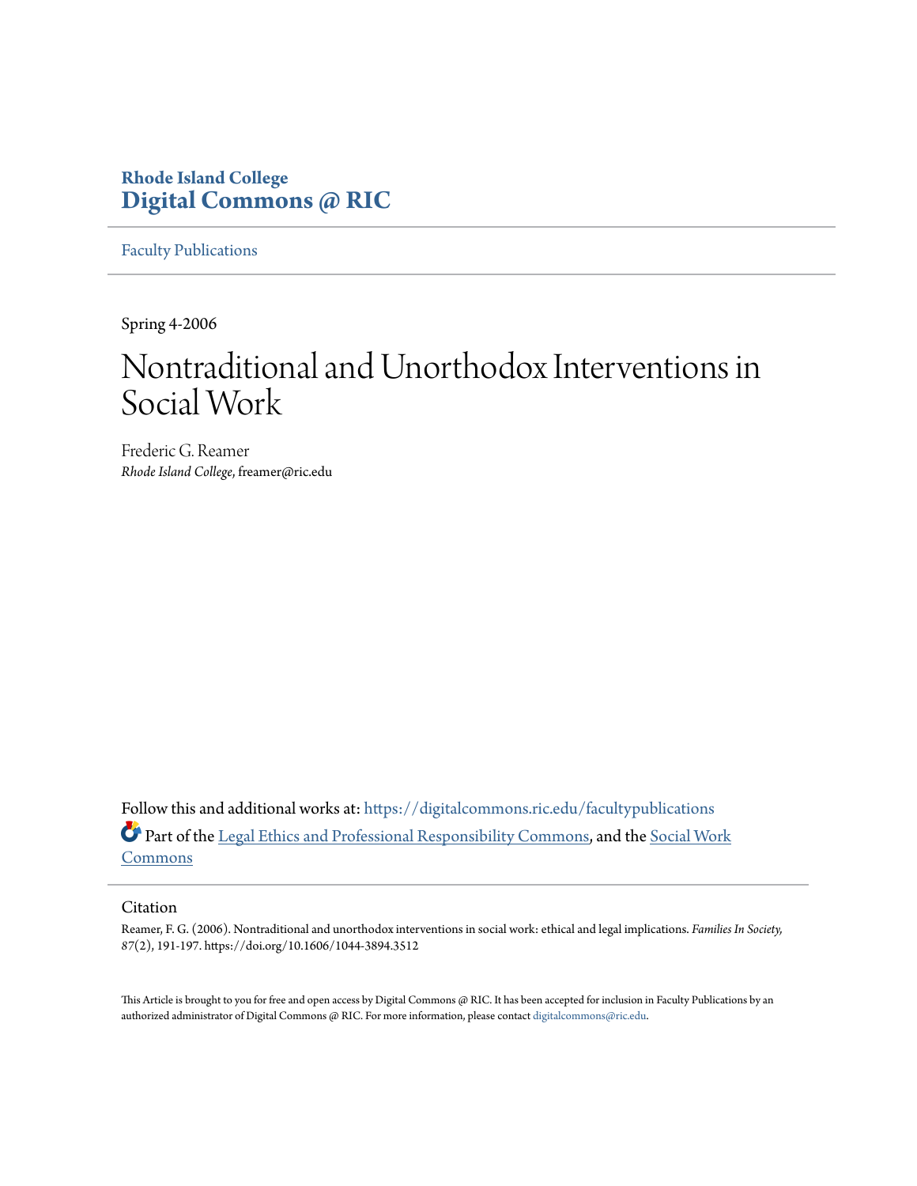Rhode Island College
**Digital Commons @ RIC**

Faculty Publications

Spring 4-2006

# Nontraditional and Unorthodox Interventions in Social Work

Frederic G. Reamer
*Rhode Island College*, freamer@ric.edu

Follow this and additional works at: https://digitalcommons.ric.edu/facultypublications

Part of the Legal Ethics and Professional Responsibility Commons, and the Social Work Commons

Citation

Reamer, F. G. (2006). Nontraditional and unorthodox interventions in social work: ethical and legal implications. *Families In Society, 87*(2), 191-197. https://doi.org/10.1606/1044-3894.3512

This Article is brought to you for free and open access by Digital Commons @ RIC. It has been accepted for inclusion in Faculty Publications by an authorized administrator of Digital Commons @ RIC. For more information, please contact digitalcommons@ric.edu.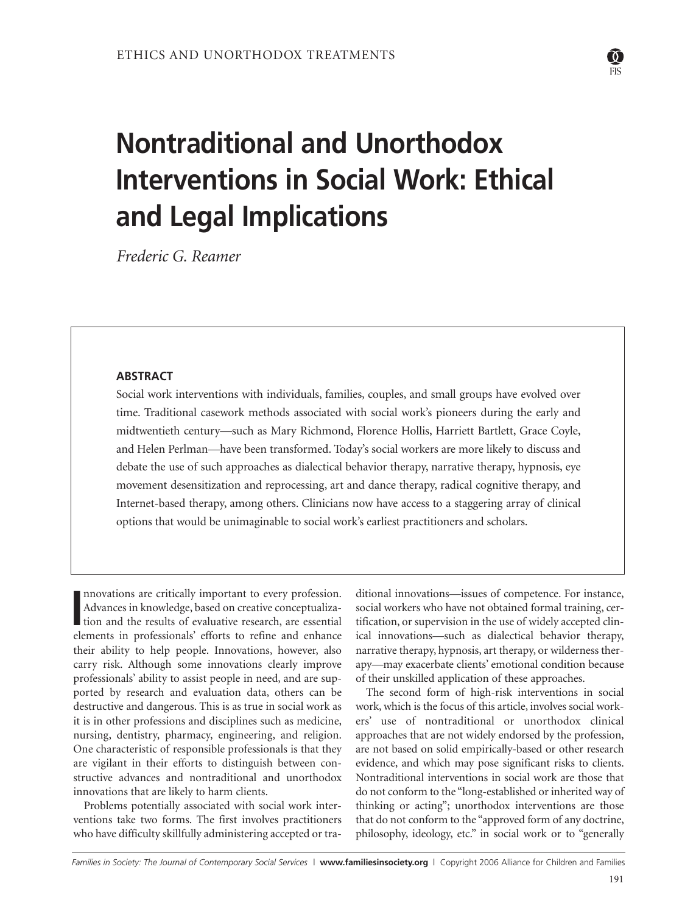# Nontraditional and Unorthodox Interventions in Social Work: Ethical and Legal Implications

*Frederic G. Reamer*

## ABSTRACT

Social work interventions with individuals, families, couples, and small groups have evolved over time. Traditional casework methods associated with social work's pioneers during the early and midtwentieth century—such as Mary Richmond, Florence Hollis, Harriett Bartlett, Grace Coyle, and Helen Perlman—have been transformed. Today's social workers are more likely to discuss and debate the use of such approaches as dialectical behavior therapy, narrative therapy, hypnosis, eye movement desensitization and reprocessing, art and dance therapy, radical cognitive therapy, and Internet-based therapy, among others. Clinicians now have access to a staggering array of clinical options that would be unimaginable to social work's earliest practitioners and scholars.

Innovations are critically important to every profession. Advances in knowledge, based on creative conceptualization and the results of evaluative research, are essential elements in professionals' efforts to refine and enhance their ability to help people. Innovations, however, also carry risk. Although some innovations clearly improve professionals' ability to assist people in need, and are supported by research and evaluation data, others can be destructive and dangerous. This is as true in social work as it is in other professions and disciplines such as medicine, nursing, dentistry, pharmacy, engineering, and religion. One characteristic of responsible professionals is that they are vigilant in their efforts to distinguish between constructive advances and nontraditional and unorthodox innovations that are likely to harm clients.

Problems potentially associated with social work interventions take two forms. The first involves practitioners who have difficulty skillfully administering accepted or traditional innovations—issues of competence. For instance, social workers who have not obtained formal training, certification, or supervision in the use of widely accepted clinical innovations—such as dialectical behavior therapy, narrative therapy, hypnosis, art therapy, or wilderness therapy—may exacerbate clients' emotional condition because of their unskilled application of these approaches.

The second form of high-risk interventions in social work, which is the focus of this article, involves social workers' use of nontraditional or unorthodox clinical approaches that are not widely endorsed by the profession, are not based on solid empirically-based or other research evidence, and which may pose significant risks to clients. Nontraditional interventions in social work are those that do not conform to the "long-established or inherited way of thinking or acting"; unorthodox interventions are those that do not conform to the "approved form of any doctrine, philosophy, ideology, etc." in social work or to "generally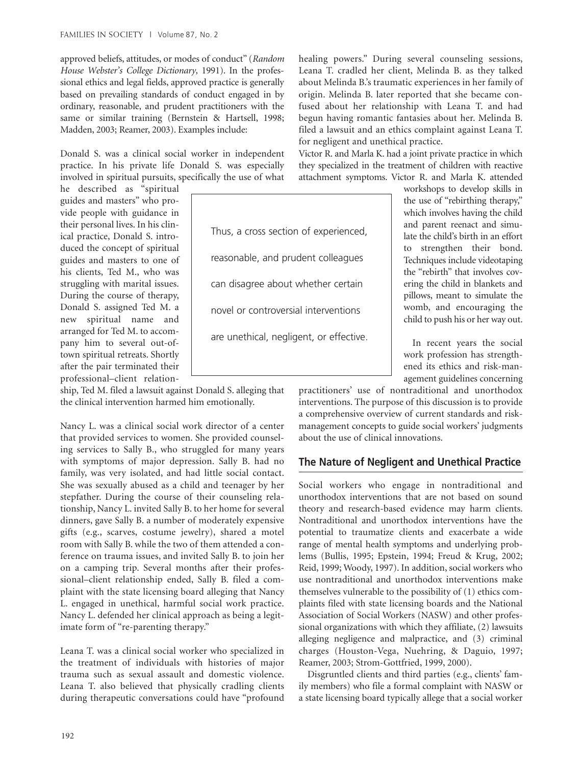approved beliefs, attitudes, or modes of conduct" (*Random House Webster's College Dictionary,* 1991). In the professional ethics and legal fields, approved practice is generally based on prevailing standards of conduct engaged in by ordinary, reasonable, and prudent practitioners with the same or similar training (Bernstein & Hartsell, 1998; Madden, 2003; Reamer, 2003). Examples include:

Donald S. was a clinical social worker in independent practice. In his private life Donald S. was especially involved in spiritual pursuits, specifically the use of what he described as "spiritual guides and masters" who provide people with guidance in their personal lives. In his clinical practice, Donald S. introduced the concept of spiritual guides and masters to one of his clients, Ted M., who was struggling with marital issues. During the course of therapy, Donald S. assigned Ted M. a new spiritual name and arranged for Ted M. to accompany him to several out-of-town spiritual retreats. Shortly after the pair terminated their professional–client relationship, Ted M. filed a lawsuit against Donald S. alleging that the clinical intervention harmed him emotionally.

Nancy L. was a clinical social work director of a center that provided services to women. She provided counseling services to Sally B., who struggled for many years with symptoms of major depression. Sally B. had no family, was very isolated, and had little social contact. She was sexually abused as a child and teenager by her stepfather. During the course of their counseling relationship, Nancy L. invited Sally B. to her home for several dinners, gave Sally B. a number of moderately expensive gifts (e.g., scarves, costume jewelry), shared a motel room with Sally B. while the two of them attended a conference on trauma issues, and invited Sally B. to join her on a camping trip. Several months after their professional–client relationship ended, Sally B. filed a complaint with the state licensing board alleging that Nancy L. engaged in unethical, harmful social work practice. Nancy L. defended her clinical approach as being a legitimate form of "re-parenting therapy."

Leana T. was a clinical social worker who specialized in the treatment of individuals with histories of major trauma such as sexual assault and domestic violence. Leana T. also believed that physically cradling clients during therapeutic conversations could have "profound healing powers." During several counseling sessions, Leana T. cradled her client, Melinda B. as they talked about Melinda B.'s traumatic experiences in her family of origin. Melinda B. later reported that she became confused about her relationship with Leana T. and had begun having romantic fantasies about her. Melinda B. filed a lawsuit and an ethics complaint against Leana T. for negligent and unethical practice.

Victor R. and Marla K. had a joint private practice in which they specialized in the treatment of children with reactive attachment symptoms. Victor R. and Marla K. attended workshops to develop skills in the use of "rebirthing therapy," which involves having the child and parent reenact and simulate the child's birth in an effort to strengthen their bond. Techniques include videotaping the "rebirth" that involves covering the child in blankets and pillows, meant to simulate the womb, and encouraging the child to push his or her way out.

> Thus, a cross section of experienced, reasonable, and prudent colleagues can disagree about whether certain novel or controversial interventions are unethical, negligent, or effective.

In recent years the social work profession has strengthened its ethics and risk-management guidelines concerning practitioners' use of nontraditional and unorthodox interventions. The purpose of this discussion is to provide a comprehensive overview of current standards and risk-management concepts to guide social workers' judgments about the use of clinical innovations.

## The Nature of Negligent and Unethical Practice

Social workers who engage in nontraditional and unorthodox interventions that are not based on sound theory and research-based evidence may harm clients. Nontraditional and unorthodox interventions have the potential to traumatize clients and exacerbate a wide range of mental health symptoms and underlying problems (Bullis, 1995; Epstein, 1994; Freud & Krug, 2002; Reid, 1999; Woody, 1997). In addition, social workers who use nontraditional and unorthodox interventions make themselves vulnerable to the possibility of (1) ethics complaints filed with state licensing boards and the National Association of Social Workers (NASW) and other professional organizations with which they affiliate, (2) lawsuits alleging negligence and malpractice, and (3) criminal charges (Houston-Vega, Nuehring, & Daguio, 1997; Reamer, 2003; Strom-Gottfried, 1999, 2000).

Disgruntled clients and third parties (e.g., clients' family members) who file a formal complaint with NASW or a state licensing board typically allege that a social worker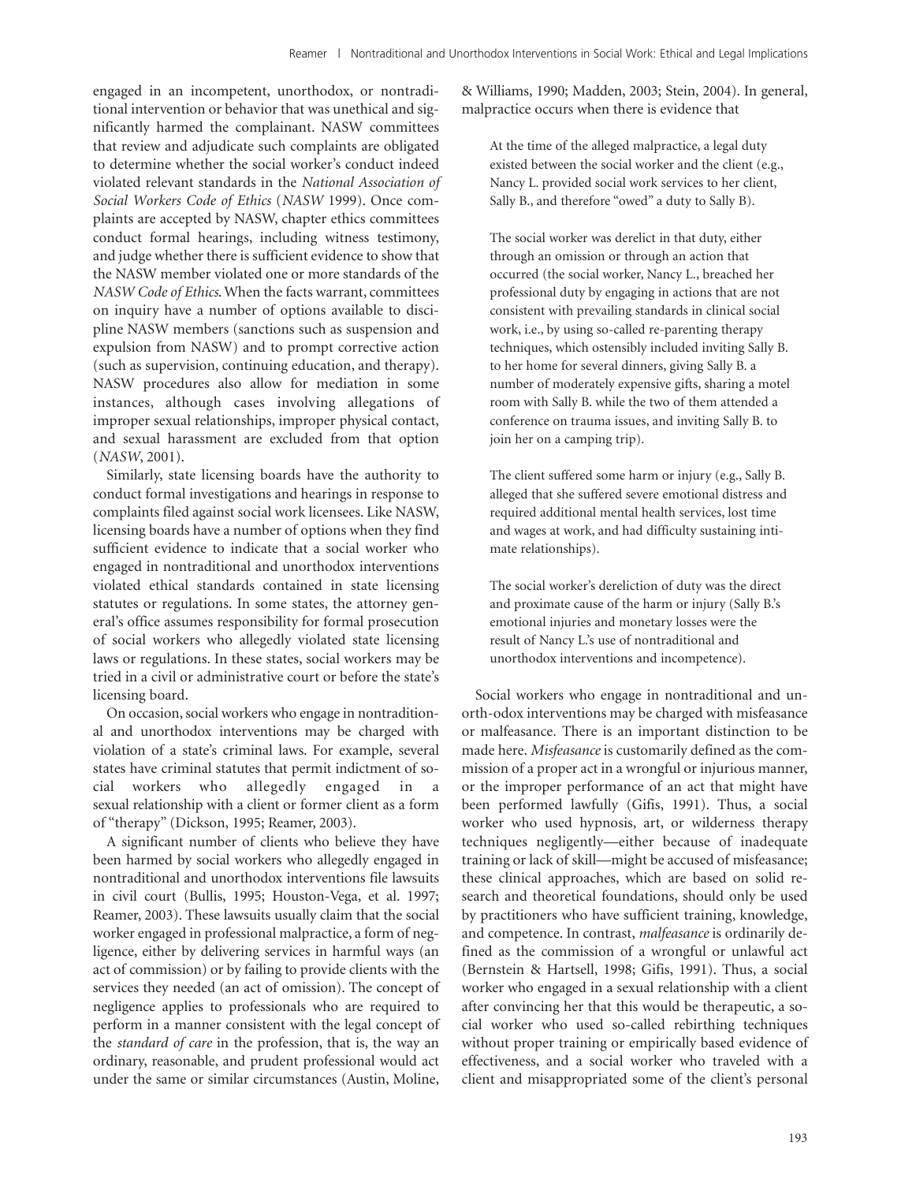engaged in an incompetent, unorthodox, or nontraditional intervention or behavior that was unethical and significantly harmed the complainant. NASW committees that review and adjudicate such complaints are obligated to determine whether the social worker's conduct indeed violated relevant standards in the *National Association of Social Workers Code of Ethics* (*NASW* 1999). Once complaints are accepted by NASW, chapter ethics committees conduct formal hearings, including witness testimony, and judge whether there is sufficient evidence to show that the NASW member violated one or more standards of the *NASW Code of Ethics*. When the facts warrant, committees on inquiry have a number of options available to discipline NASW members (sanctions such as suspension and expulsion from NASW) and to prompt corrective action (such as supervision, continuing education, and therapy). NASW procedures also allow for mediation in some instances, although cases involving allegations of improper sexual relationships, improper physical contact, and sexual harassment are excluded from that option (*NASW*, 2001).

Similarly, state licensing boards have the authority to conduct formal investigations and hearings in response to complaints filed against social work licensees. Like NASW, licensing boards have a number of options when they find sufficient evidence to indicate that a social worker who engaged in nontraditional and unorthodox interventions violated ethical standards contained in state licensing statutes or regulations. In some states, the attorney general's office assumes responsibility for formal prosecution of social workers who allegedly violated state licensing laws or regulations. In these states, social workers may be tried in a civil or administrative court or before the state's licensing board.

On occasion, social workers who engage in nontraditional and unorthodox interventions may be charged with violation of a state's criminal laws. For example, several states have criminal statutes that permit indictment of social workers who allegedly engaged in a sexual relationship with a client or former client as a form of "therapy" (Dickson, 1995; Reamer, 2003).

A significant number of clients who believe they have been harmed by social workers who allegedly engaged in nontraditional and unorthodox interventions file lawsuits in civil court (Bullis, 1995; Houston-Vega, et al. 1997; Reamer, 2003). These lawsuits usually claim that the social worker engaged in professional malpractice, a form of negligence, either by delivering services in harmful ways (an act of commission) or by failing to provide clients with the services they needed (an act of omission). The concept of negligence applies to professionals who are required to perform in a manner consistent with the legal concept of the *standard of care* in the profession, that is, the way an ordinary, reasonable, and prudent professional would act under the same or similar circumstances (Austin, Moline, & Williams, 1990; Madden, 2003; Stein, 2004). In general, malpractice occurs when there is evidence that

> At the time of the alleged malpractice, a legal duty existed between the social worker and the client (e.g., Nancy L. provided social work services to her client, Sally B., and therefore "owed" a duty to Sally B).
>
> The social worker was derelict in that duty, either through an omission or through an action that occurred (the social worker, Nancy L., breached her professional duty by engaging in actions that are not consistent with prevailing standards in clinical social work, i.e., by using so-called re-parenting therapy techniques, which ostensibly included inviting Sally B. to her home for several dinners, giving Sally B. a number of moderately expensive gifts, sharing a motel room with Sally B. while the two of them attended a conference on trauma issues, and inviting Sally B. to join her on a camping trip).
>
> The client suffered some harm or injury (e.g., Sally B. alleged that she suffered severe emotional distress and required additional mental health services, lost time and wages at work, and had difficulty sustaining intimate relationships).
>
> The social worker's dereliction of duty was the direct and proximate cause of the harm or injury (Sally B.'s emotional injuries and monetary losses were the result of Nancy L.'s use of nontraditional and unorthodox interventions and incompetence).

Social workers who engage in nontraditional and unorth-odox interventions may be charged with misfeasance or malfeasance. There is an important distinction to be made here. *Misfeasance* is customarily defined as the commission of a proper act in a wrongful or injurious manner, or the improper performance of an act that might have been performed lawfully (Gifis, 1991). Thus, a social worker who used hypnosis, art, or wilderness therapy techniques negligently—either because of inadequate training or lack of skill—might be accused of misfeasance; these clinical approaches, which are based on solid research and theoretical foundations, should only be used by practitioners who have sufficient training, knowledge, and competence. In contrast, *malfeasance* is ordinarily defined as the commission of a wrongful or unlawful act (Bernstein & Hartsell, 1998; Gifis, 1991). Thus, a social worker who engaged in a sexual relationship with a client after convincing her that this would be therapeutic, a social worker who used so-called rebirthing techniques without proper training or empirically based evidence of effectiveness, and a social worker who traveled with a client and misappropriated some of the client's personal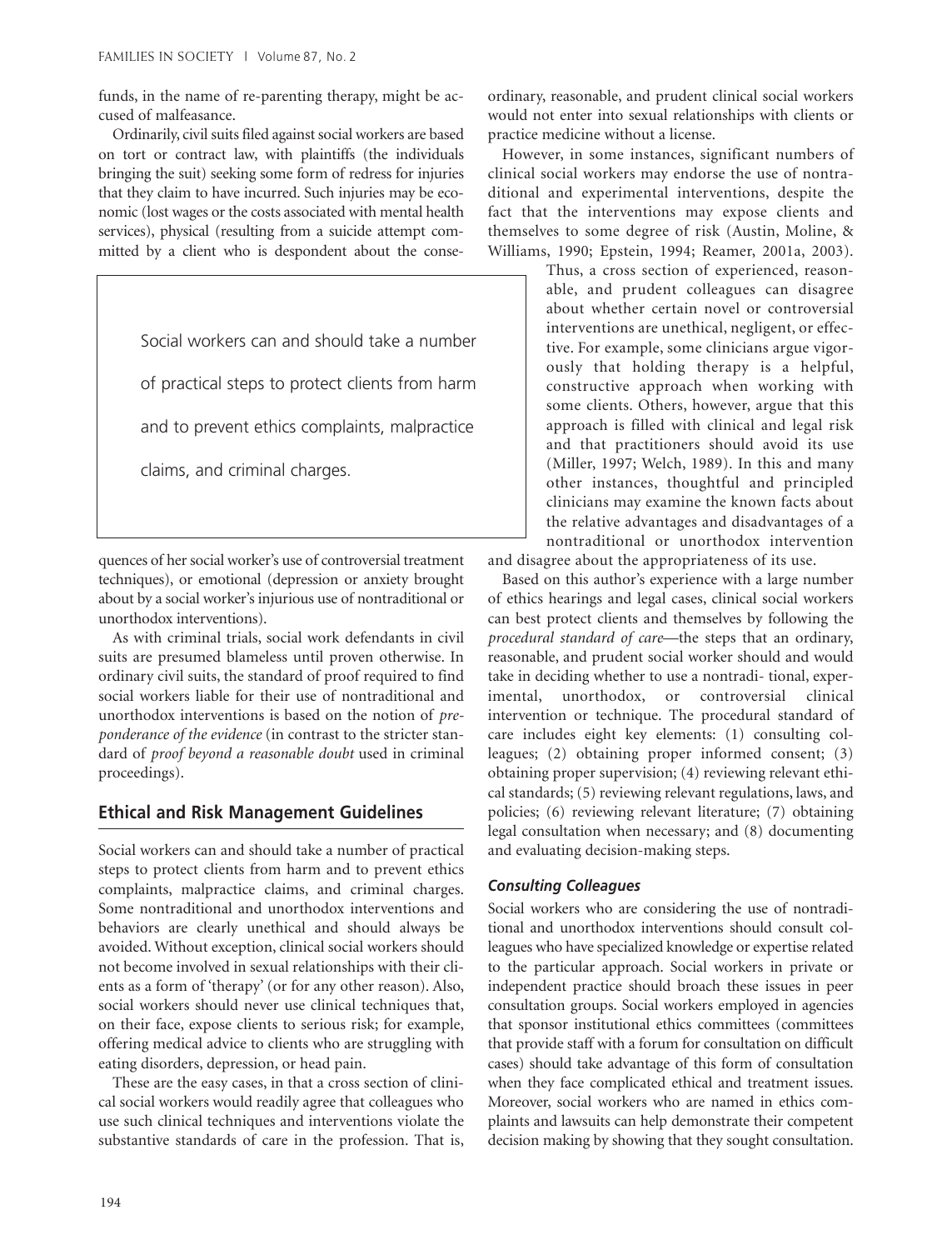funds, in the name of re-parenting therapy, might be accused of malfeasance.

Ordinarily, civil suits filed against social workers are based on tort or contract law, with plaintiffs (the individuals bringing the suit) seeking some form of redress for injuries that they claim to have incurred. Such injuries may be economic (lost wages or the costs associated with mental health services), physical (resulting from a suicide attempt committed by a client who is despondent about the consequences of her social worker's use of controversial treatment techniques), or emotional (depression or anxiety brought about by a social worker's injurious use of nontraditional or unorthodox interventions).

As with criminal trials, social work defendants in civil suits are presumed blameless until proven otherwise. In ordinary civil suits, the standard of proof required to find social workers liable for their use of nontraditional and unorthodox interventions is based on the notion of *preponderance of the evidence* (in contrast to the stricter standard of *proof beyond a reasonable doubt* used in criminal proceedings).

## Ethical and Risk Management Guidelines

Social workers can and should take a number of practical steps to protect clients from harm and to prevent ethics complaints, malpractice claims, and criminal charges. Some nontraditional and unorthodox interventions and behaviors are clearly unethical and should always be avoided. Without exception, clinical social workers should not become involved in sexual relationships with their clients as a form of 'therapy' (or for any other reason). Also, social workers should never use clinical techniques that, on their face, expose clients to serious risk; for example, offering medical advice to clients who are struggling with eating disorders, depression, or head pain.

These are the easy cases, in that a cross section of clinical social workers would readily agree that colleagues who use such clinical techniques and interventions violate the substantive standards of care in the profession. That is, ordinary, reasonable, and prudent clinical social workers would not enter into sexual relationships with clients or practice medicine without a license.

However, in some instances, significant numbers of clinical social workers may endorse the use of nontraditional and experimental interventions, despite the fact that the interventions may expose clients and themselves to some degree of risk (Austin, Moline, & Williams, 1990; Epstein, 1994; Reamer, 2001a, 2003). Thus, a cross section of experienced, reasonable, and prudent colleagues can disagree about whether certain novel or controversial interventions are unethical, negligent, or effective. For example, some clinicians argue vigorously that holding therapy is a helpful, constructive approach when working with some clients. Others, however, argue that this approach is filled with clinical and legal risk and that practitioners should avoid its use (Miller, 1997; Welch, 1989). In this and many other instances, thoughtful and principled clinicians may examine the known facts about the relative advantages and disadvantages of a nontraditional or unorthodox intervention and disagree about the appropriateness of its use.

Based on this author's experience with a large number of ethics hearings and legal cases, clinical social workers can best protect clients and themselves by following the *procedural standard of care*—the steps that an ordinary, reasonable, and prudent social worker should and would take in deciding whether to use a nontraditional, experimental, unorthodox, or controversial clinical intervention or technique. The procedural standard of care includes eight key elements: (1) consulting colleagues; (2) obtaining proper informed consent; (3) obtaining proper supervision; (4) reviewing relevant ethical standards; (5) reviewing relevant regulations, laws, and policies; (6) reviewing relevant literature; (7) obtaining legal consultation when necessary; and (8) documenting and evaluating decision-making steps.

### *Consulting Colleagues*

Social workers who are considering the use of nontraditional and unorthodox interventions should consult colleagues who have specialized knowledge or expertise related to the particular approach. Social workers in private or independent practice should broach these issues in peer consultation groups. Social workers employed in agencies that sponsor institutional ethics committees (committees that provide staff with a forum for consultation on difficult cases) should take advantage of this form of consultation when they face complicated ethical and treatment issues. Moreover, social workers who are named in ethics complaints and lawsuits can help demonstrate their competent decision making by showing that they sought consultation.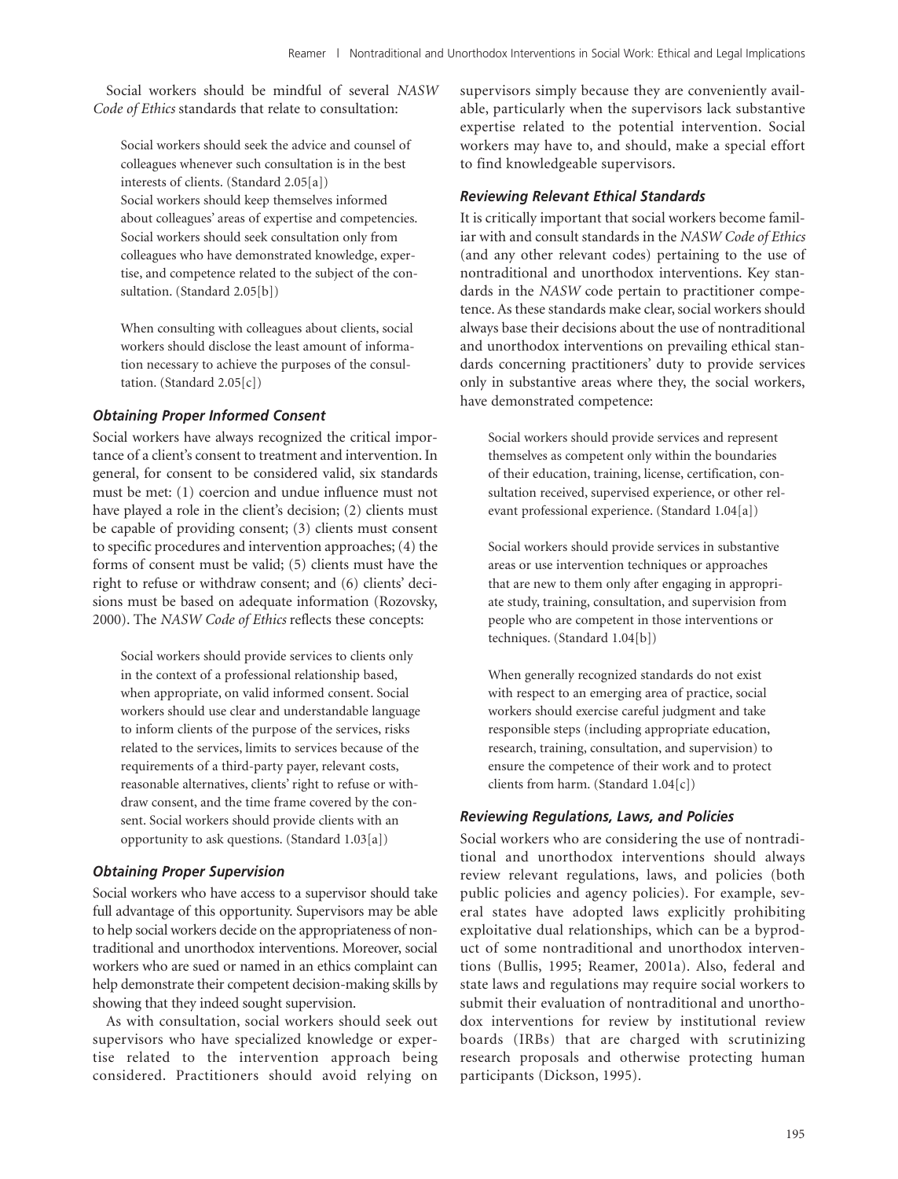Social workers should be mindful of several *NASW Code of Ethics* standards that relate to consultation:

> Social workers should seek the advice and counsel of colleagues whenever such consultation is in the best interests of clients. (Standard 2.05[a])
> Social workers should keep themselves informed about colleagues' areas of expertise and competencies. Social workers should seek consultation only from colleagues who have demonstrated knowledge, expertise, and competence related to the subject of the consultation. (Standard 2.05[b])
>
> When consulting with colleagues about clients, social workers should disclose the least amount of information necessary to achieve the purposes of the consultation. (Standard 2.05[c])

### *Obtaining Proper Informed Consent*

Social workers have always recognized the critical importance of a client's consent to treatment and intervention. In general, for consent to be considered valid, six standards must be met: (1) coercion and undue influence must not have played a role in the client's decision; (2) clients must be capable of providing consent; (3) clients must consent to specific procedures and intervention approaches; (4) the forms of consent must be valid; (5) clients must have the right to refuse or withdraw consent; and (6) clients' decisions must be based on adequate information (Rozovsky, 2000). The *NASW Code of Ethics* reflects these concepts:

> Social workers should provide services to clients only in the context of a professional relationship based, when appropriate, on valid informed consent. Social workers should use clear and understandable language to inform clients of the purpose of the services, risks related to the services, limits to services because of the requirements of a third-party payer, relevant costs, reasonable alternatives, clients' right to refuse or withdraw consent, and the time frame covered by the consent. Social workers should provide clients with an opportunity to ask questions. (Standard 1.03[a])

### *Obtaining Proper Supervision*

Social workers who have access to a supervisor should take full advantage of this opportunity. Supervisors may be able to help social workers decide on the appropriateness of nontraditional and unorthodox interventions. Moreover, social workers who are sued or named in an ethics complaint can help demonstrate their competent decision-making skills by showing that they indeed sought supervision.

As with consultation, social workers should seek out supervisors who have specialized knowledge or expertise related to the intervention approach being considered. Practitioners should avoid relying on supervisors simply because they are conveniently available, particularly when the supervisors lack substantive expertise related to the potential intervention. Social workers may have to, and should, make a special effort to find knowledgeable supervisors.

### *Reviewing Relevant Ethical Standards*

It is critically important that social workers become familiar with and consult standards in the *NASW Code of Ethics* (and any other relevant codes) pertaining to the use of nontraditional and unorthodox interventions. Key standards in the *NASW* code pertain to practitioner competence. As these standards make clear, social workers should always base their decisions about the use of nontraditional and unorthodox interventions on prevailing ethical standards concerning practitioners' duty to provide services only in substantive areas where they, the social workers, have demonstrated competence:

> Social workers should provide services and represent themselves as competent only within the boundaries of their education, training, license, certification, consultation received, supervised experience, or other relevant professional experience. (Standard 1.04[a])
>
> Social workers should provide services in substantive areas or use intervention techniques or approaches that are new to them only after engaging in appropriate study, training, consultation, and supervision from people who are competent in those interventions or techniques. (Standard 1.04[b])
>
> When generally recognized standards do not exist with respect to an emerging area of practice, social workers should exercise careful judgment and take responsible steps (including appropriate education, research, training, consultation, and supervision) to ensure the competence of their work and to protect clients from harm. (Standard 1.04[c])

### *Reviewing Regulations, Laws, and Policies*

Social workers who are considering the use of nontraditional and unorthodox interventions should always review relevant regulations, laws, and policies (both public policies and agency policies). For example, several states have adopted laws explicitly prohibiting exploitative dual relationships, which can be a byproduct of some nontraditional and unorthodox interventions (Bullis, 1995; Reamer, 2001a). Also, federal and state laws and regulations may require social workers to submit their evaluation of nontraditional and unorthodox interventions for review by institutional review boards (IRBs) that are charged with scrutinizing research proposals and otherwise protecting human participants (Dickson, 1995).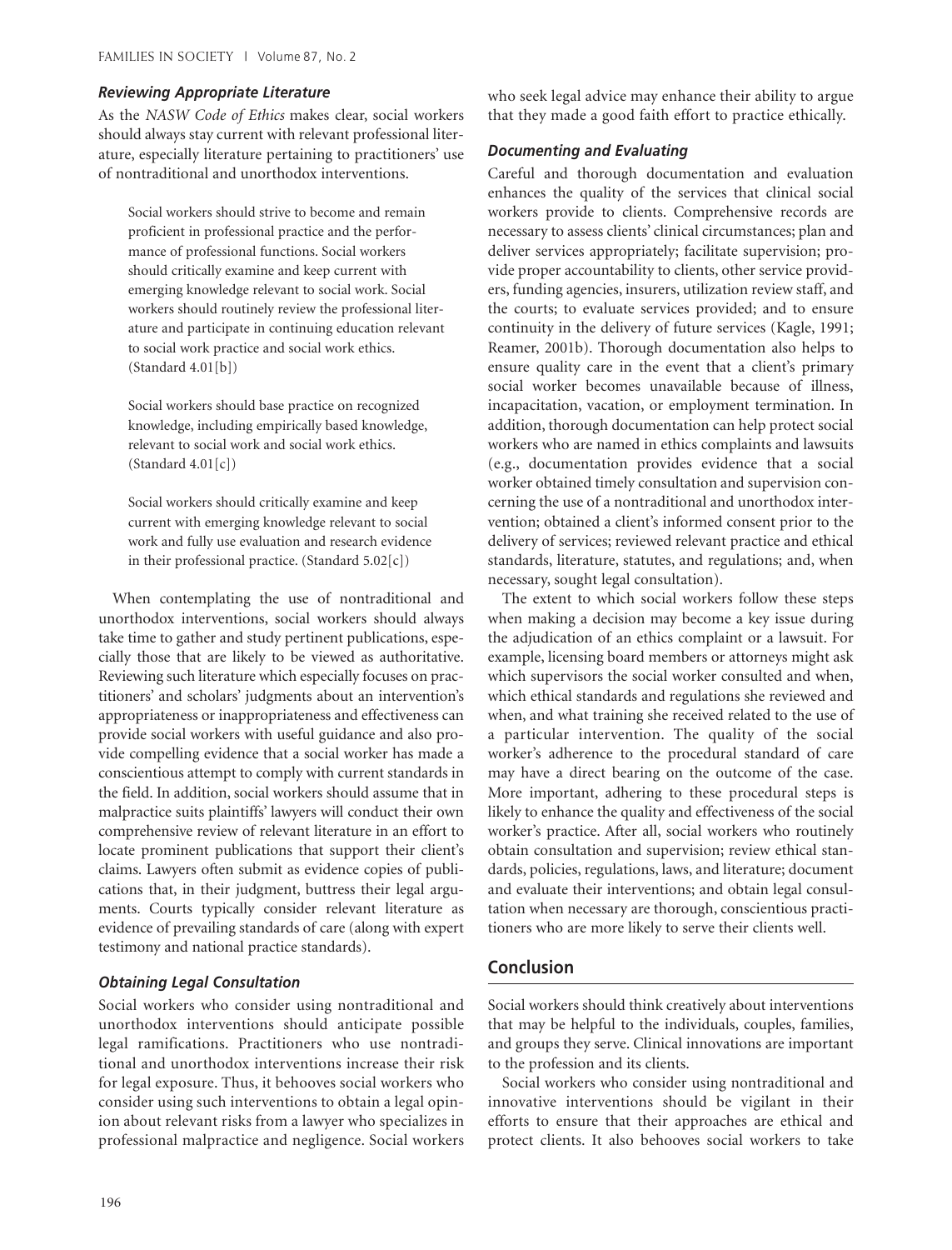### *Reviewing Appropriate Literature*

As the *NASW Code of Ethics* makes clear, social workers should always stay current with relevant professional literature, especially literature pertaining to practitioners' use of nontraditional and unorthodox interventions.

> Social workers should strive to become and remain proficient in professional practice and the performance of professional functions. Social workers should critically examine and keep current with emerging knowledge relevant to social work. Social workers should routinely review the professional literature and participate in continuing education relevant to social work practice and social work ethics. (Standard 4.01[b])

> Social workers should base practice on recognized knowledge, including empirically based knowledge, relevant to social work and social work ethics. (Standard 4.01[c])

> Social workers should critically examine and keep current with emerging knowledge relevant to social work and fully use evaluation and research evidence in their professional practice. (Standard 5.02[c])

When contemplating the use of nontraditional and unorthodox interventions, social workers should always take time to gather and study pertinent publications, especially those that are likely to be viewed as authoritative. Reviewing such literature which especially focuses on practitioners' and scholars' judgments about an intervention's appropriateness or inappropriateness and effectiveness can provide social workers with useful guidance and also provide compelling evidence that a social worker has made a conscientious attempt to comply with current standards in the field. In addition, social workers should assume that in malpractice suits plaintiffs' lawyers will conduct their own comprehensive review of relevant literature in an effort to locate prominent publications that support their client's claims. Lawyers often submit as evidence copies of publications that, in their judgment, buttress their legal arguments. Courts typically consider relevant literature as evidence of prevailing standards of care (along with expert testimony and national practice standards).

### *Obtaining Legal Consultation*

Social workers who consider using nontraditional and unorthodox interventions should anticipate possible legal ramifications. Practitioners who use nontraditional and unorthodox interventions increase their risk for legal exposure. Thus, it behooves social workers who consider using such interventions to obtain a legal opinion about relevant risks from a lawyer who specializes in professional malpractice and negligence. Social workers who seek legal advice may enhance their ability to argue that they made a good faith effort to practice ethically.

### *Documenting and Evaluating*

Careful and thorough documentation and evaluation enhances the quality of the services that clinical social workers provide to clients. Comprehensive records are necessary to assess clients' clinical circumstances; plan and deliver services appropriately; facilitate supervision; provide proper accountability to clients, other service providers, funding agencies, insurers, utilization review staff, and the courts; to evaluate services provided; and to ensure continuity in the delivery of future services (Kagle, 1991; Reamer, 2001b). Thorough documentation also helps to ensure quality care in the event that a client's primary social worker becomes unavailable because of illness, incapacitation, vacation, or employment termination. In addition, thorough documentation can help protect social workers who are named in ethics complaints and lawsuits (e.g., documentation provides evidence that a social worker obtained timely consultation and supervision concerning the use of a nontraditional and unorthodox intervention; obtained a client's informed consent prior to the delivery of services; reviewed relevant practice and ethical standards, literature, statutes, and regulations; and, when necessary, sought legal consultation).

The extent to which social workers follow these steps when making a decision may become a key issue during the adjudication of an ethics complaint or a lawsuit. For example, licensing board members or attorneys might ask which supervisors the social worker consulted and when, which ethical standards and regulations she reviewed and when, and what training she received related to the use of a particular intervention. The quality of the social worker's adherence to the procedural standard of care may have a direct bearing on the outcome of the case. More important, adhering to these procedural steps is likely to enhance the quality and effectiveness of the social worker's practice. After all, social workers who routinely obtain consultation and supervision; review ethical standards, policies, regulations, laws, and literature; document and evaluate their interventions; and obtain legal consultation when necessary are thorough, conscientious practitioners who are more likely to serve their clients well.

## Conclusion

Social workers should think creatively about interventions that may be helpful to the individuals, couples, families, and groups they serve. Clinical innovations are important to the profession and its clients.

Social workers who consider using nontraditional and innovative interventions should be vigilant in their efforts to ensure that their approaches are ethical and protect clients. It also behooves social workers to take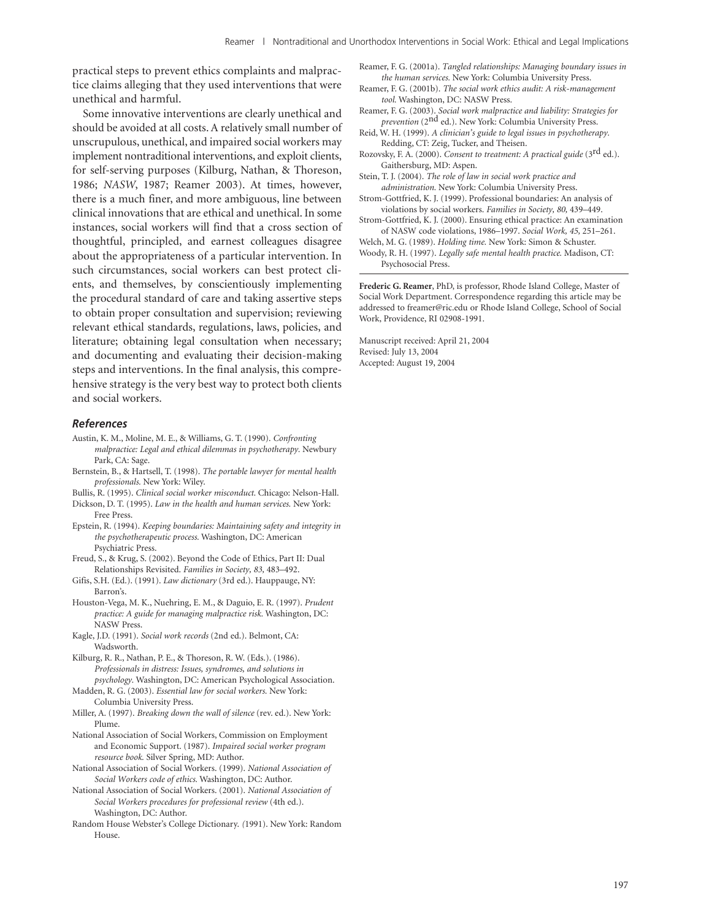practical steps to prevent ethics complaints and malpractice claims alleging that they used interventions that were unethical and harmful.

Some innovative interventions are clearly unethical and should be avoided at all costs. A relatively small number of unscrupulous, unethical, and impaired social workers may implement nontraditional interventions, and exploit clients, for self-serving purposes (Kilburg, Nathan, & Thoreson, 1986; *NASW*, 1987; Reamer 2003). At times, however, there is a much finer, and more ambiguous, line between clinical innovations that are ethical and unethical. In some instances, social workers will find that a cross section of thoughtful, principled, and earnest colleagues disagree about the appropriateness of a particular intervention. In such circumstances, social workers can best protect clients, and themselves, by conscientiously implementing the procedural standard of care and taking assertive steps to obtain proper consultation and supervision; reviewing relevant ethical standards, regulations, laws, policies, and literature; obtaining legal consultation when necessary; and documenting and evaluating their decision-making steps and interventions. In the final analysis, this comprehensive strategy is the very best way to protect both clients and social workers.

### *References*

Austin, K. M., Moline, M. E., & Williams, G. T. (1990). *Confronting malpractice: Legal and ethical dilemmas in psychotherapy.* Newbury Park, CA: Sage.

Bernstein, B., & Hartsell, T. (1998). *The portable lawyer for mental health professionals.* New York: Wiley.

Bullis, R. (1995). *Clinical social worker misconduct.* Chicago: Nelson-Hall.

Dickson, D. T. (1995). *Law in the health and human services.* New York: Free Press.

Epstein, R. (1994). *Keeping boundaries: Maintaining safety and integrity in the psychotherapeutic process.* Washington, DC: American Psychiatric Press.

Freud, S., & Krug, S. (2002). Beyond the Code of Ethics, Part II: Dual Relationships Revisited. *Families in Society, 83,* 483–492.

Gifis, S.H. (Ed.). (1991). *Law dictionary* (3rd ed.). Hauppauge, NY: Barron's.

Houston-Vega, M. K., Nuehring, E. M., & Daguio, E. R. (1997). *Prudent practice: A guide for managing malpractice risk.* Washington, DC: NASW Press.

Kagle, J.D. (1991). *Social work records* (2nd ed.). Belmont, CA: Wadsworth.

Kilburg, R. R., Nathan, P. E., & Thoreson, R. W. (Eds.). (1986). *Professionals in distress: Issues, syndromes, and solutions in psychology*. Washington, DC: American Psychological Association.

Madden, R. G. (2003). *Essential law for social workers.* New York: Columbia University Press.

Miller, A. (1997). *Breaking down the wall of silence* (rev. ed.). New York: Plume.

National Association of Social Workers, Commission on Employment and Economic Support. (1987). *Impaired social worker program resource book.* Silver Spring, MD: Author.

National Association of Social Workers. (1999). *National Association of Social Workers code of ethics.* Washington, DC: Author.

National Association of Social Workers. (2001). *National Association of Social Workers procedures for professional review* (4th ed.). Washington, DC: Author.

Random House Webster's College Dictionary. *(*1991). New York: Random House.

Reamer, F. G. (2001a). *Tangled relationships: Managing boundary issues in the human services.* New York: Columbia University Press.

Reamer, F. G. (2001b). *The social work ethics audit: A risk-management tool.* Washington, DC: NASW Press.

Reamer, F. G. (2003). *Social work malpractice and liability: Strategies for prevention* (2nd ed.). New York: Columbia University Press.

Reid, W. H. (1999). *A clinician's guide to legal issues in psychotherapy.* Redding, CT: Zeig, Tucker, and Theisen.

Rozovsky, F. A. (2000). *Consent to treatment: A practical guide* (3rd ed.). Gaithersburg, MD: Aspen.

Stein, T. J. (2004). *The role of law in social work practice and administration.* New York: Columbia University Press.

Strom-Gottfried, K. J. (1999). Professional boundaries: An analysis of violations by social workers. *Families in Society, 80,* 439–449.

Strom-Gottfried, K. J. (2000). Ensuring ethical practice: An examination of NASW code violations, 1986–1997. *Social Work, 45,* 251–261.

Welch, M. G. (1989). *Holding time.* New York: Simon & Schuster.

Woody, R. H. (1997). *Legally safe mental health practice.* Madison, CT: Psychosocial Press.

---

**Frederic G. Reamer**, PhD, is professor, Rhode Island College, Master of Social Work Department. Correspondence regarding this article may be addressed to freamer@ric.edu or Rhode Island College, School of Social Work, Providence, RI 02908-1991.

Manuscript received: April 21, 2004
Revised: July 13, 2004
Accepted: August 19, 2004